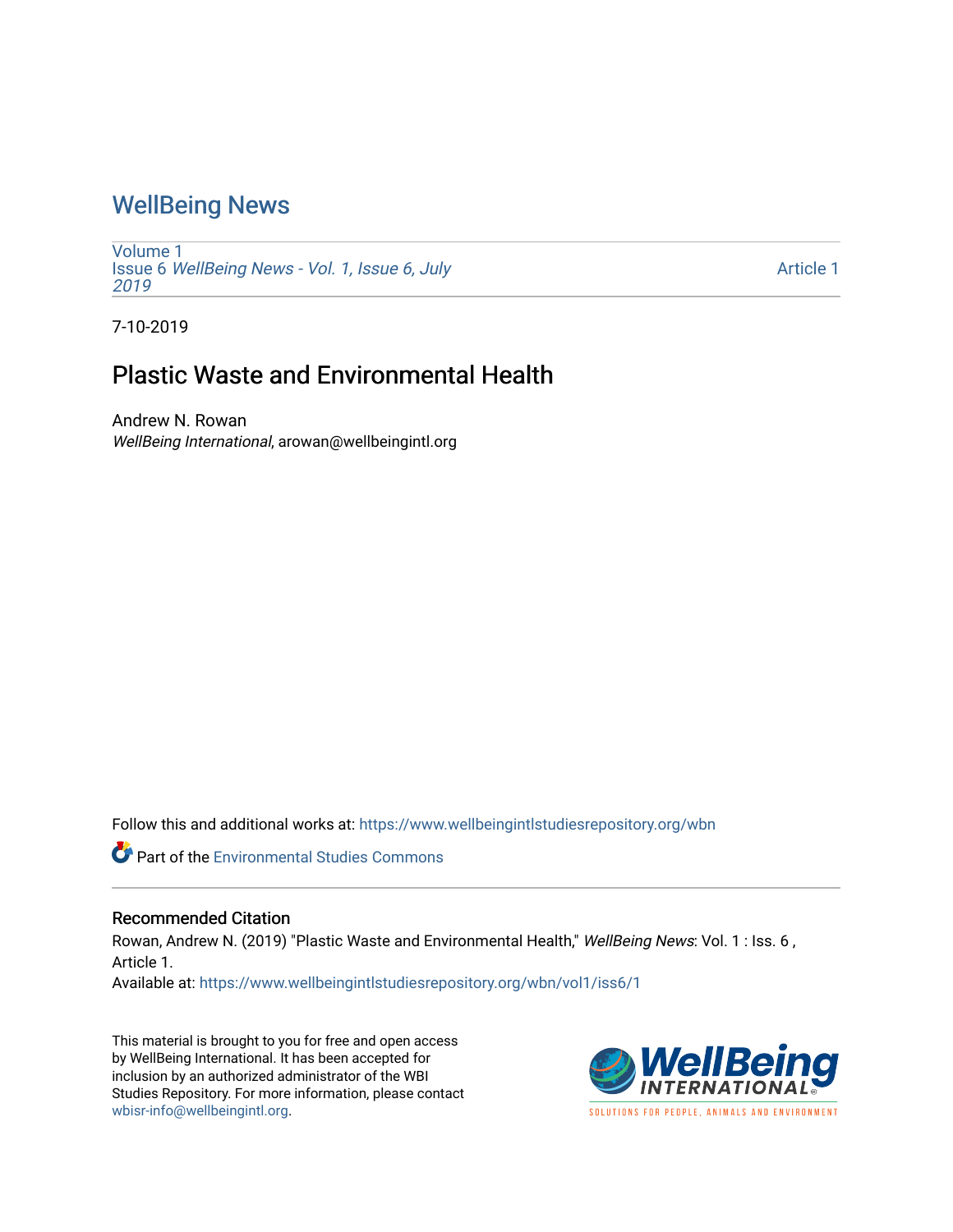# WellBeing News

Volume 1
Issue 6 *WellBeing News - Vol. 1, Issue 6, July 2019*

Article 1

7-10-2019

## Plastic Waste and Environmental Health

Andrew N. Rowan
*WellBeing International*, arowan@wellbeingintl.org

Follow this and additional works at: https://www.wellbeingintlstudiesrepository.org/wbn

Part of the Environmental Studies Commons

### Recommended Citation

Rowan, Andrew N. (2019) "Plastic Waste and Environmental Health," *WellBeing News*: Vol. 1 : Iss. 6 , Article 1.
Available at: https://www.wellbeingintlstudiesrepository.org/wbn/vol1/iss6/1

This material is brought to you for free and open access by WellBeing International. It has been accepted for inclusion by an authorized administrator of the WBI Studies Repository. For more information, please contact wbisr-info@wellbeingintl.org.

WellBeing INTERNATIONAL
SOLUTIONS FOR PEOPLE, ANIMALS AND ENVIRONMENT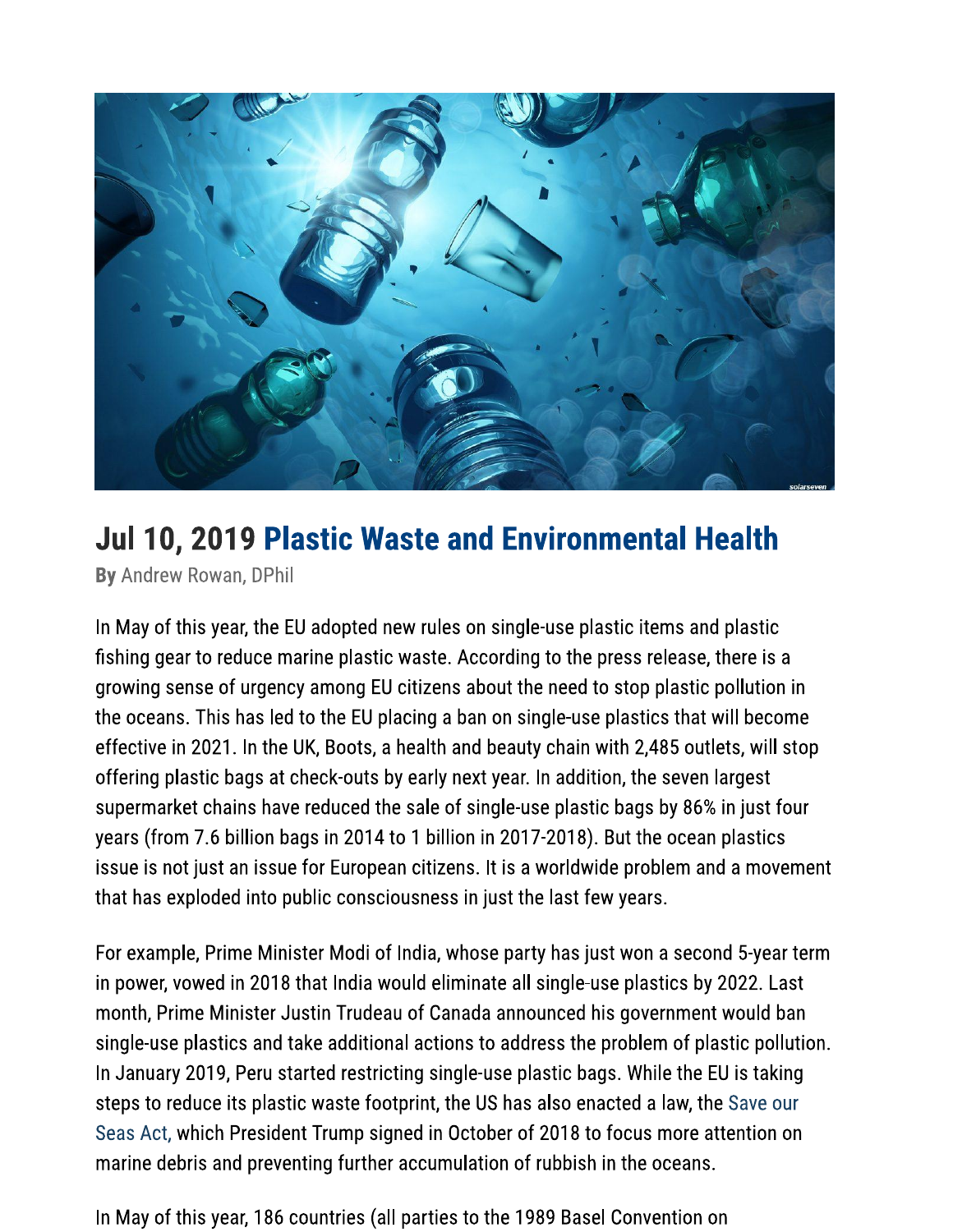## Jul 10, 2019 Plastic Waste and Environmental Health

**By** Andrew Rowan, DPhil

In May of this year, the EU adopted new rules on single-use plastic items and plastic fishing gear to reduce marine plastic waste. According to the press release, there is a growing sense of urgency among EU citizens about the need to stop plastic pollution in the oceans. This has led to the EU placing a ban on single-use plastics that will become effective in 2021. In the UK, Boots, a health and beauty chain with 2,485 outlets, will stop offering plastic bags at check-outs by early next year. In addition, the seven largest supermarket chains have reduced the sale of single-use plastic bags by 86% in just four years (from 7.6 billion bags in 2014 to 1 billion in 2017-2018). But the ocean plastics issue is not just an issue for European citizens. It is a worldwide problem and a movement that has exploded into public consciousness in just the last few years.

For example, Prime Minister Modi of India, whose party has just won a second 5-year term in power, vowed in 2018 that India would eliminate all single-use plastics by 2022. Last month, Prime Minister Justin Trudeau of Canada announced his government would ban single-use plastics and take additional actions to address the problem of plastic pollution. In January 2019, Peru started restricting single-use plastic bags. While the EU is taking steps to reduce its plastic waste footprint, the US has also enacted a law, the Save our Seas Act, which President Trump signed in October of 2018 to focus more attention on marine debris and preventing further accumulation of rubbish in the oceans.

In May of this year, 186 countries (all parties to the 1989 Basel Convention on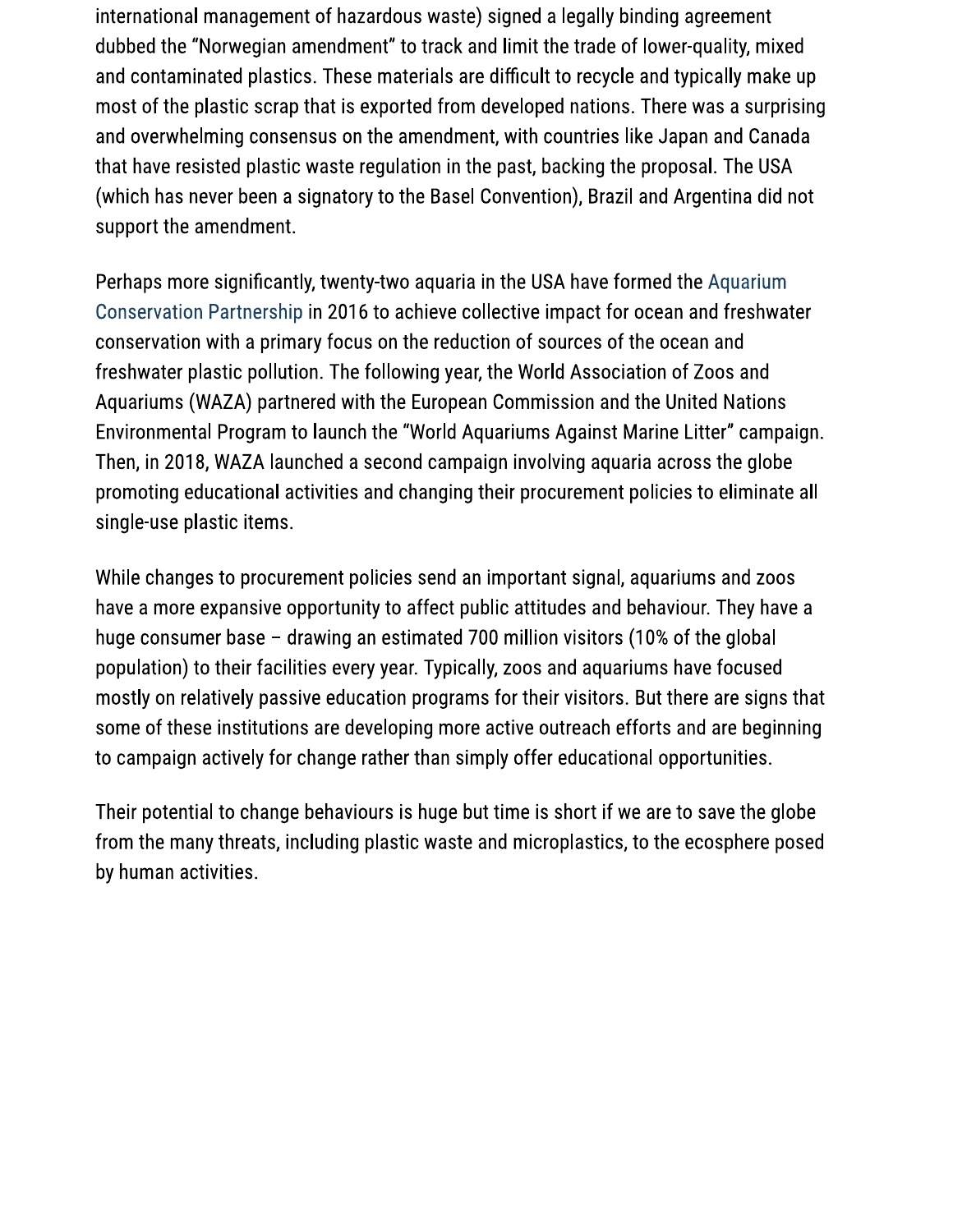international management of hazardous waste) signed a legally binding agreement dubbed the "Norwegian amendment" to track and limit the trade of lower-quality, mixed and contaminated plastics. These materials are difficult to recycle and typically make up most of the plastic scrap that is exported from developed nations. There was a surprising and overwhelming consensus on the amendment, with countries like Japan and Canada that have resisted plastic waste regulation in the past, backing the proposal. The USA (which has never been a signatory to the Basel Convention), Brazil and Argentina did not support the amendment.

Perhaps more significantly, twenty-two aquaria in the USA have formed the Aquarium Conservation Partnership in 2016 to achieve collective impact for ocean and freshwater conservation with a primary focus on the reduction of sources of the ocean and freshwater plastic pollution. The following year, the World Association of Zoos and Aquariums (WAZA) partnered with the European Commission and the United Nations Environmental Program to launch the "World Aquariums Against Marine Litter" campaign. Then, in 2018, WAZA launched a second campaign involving aquaria across the globe promoting educational activities and changing their procurement policies to eliminate all single-use plastic items.

While changes to procurement policies send an important signal, aquariums and zoos have a more expansive opportunity to affect public attitudes and behaviour. They have a huge consumer base – drawing an estimated 700 million visitors (10% of the global population) to their facilities every year. Typically, zoos and aquariums have focused mostly on relatively passive education programs for their visitors. But there are signs that some of these institutions are developing more active outreach efforts and are beginning to campaign actively for change rather than simply offer educational opportunities.

Their potential to change behaviours is huge but time is short if we are to save the globe from the many threats, including plastic waste and microplastics, to the ecosphere posed by human activities.